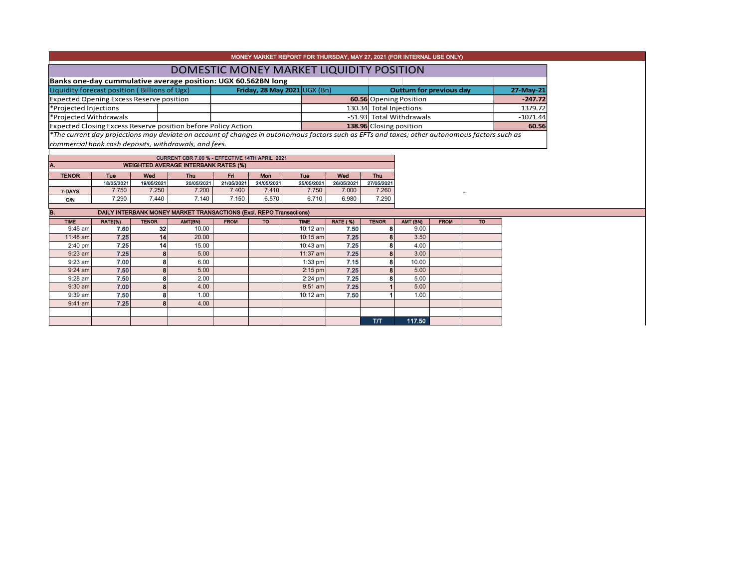MONEY MARKET REPORT FOR THURSDAY, MAY 27, 2021 (FOR INTERNAL USE ONLY)

# DOMESTIC MONEY MARKET LIQUIDITY POSITION

**Banks one-day cummulative average position: UGX 60.562BN long**

| Liquidity forecast position ( Billions of Ugx) | Friday, 28 May 2021 UGX (Bn) | Outturn for previous day | 27-May-21 |
|---|---|---|---|
| Expected Opening Excess Reserve position | **60.56** | Opening Position | **-247.72** |
| *Projected Injections | 130.34 | Total Injections | 1379.72 |
| *Projected Withdrawals | -51.93 | Total Withdrawals | -1071.44 |
| Expected Closing Excess Reserve position before Policy Action | **138.96** | Closing position | **60.56** |

*The current day projections may deviate on account of changes in autonomous factors such as EFTs and taxes; other autonomous factors such as commercial bank cash deposits, withdrawals, and fees.*

CURRENT CBR 7.00 % - EFFECTIVE 14TH APRIL 2021

**A. WEIGHTED AVERAGE INTERBANK RATES (%)**

| TENOR | Tue | Wed | Thu | Fri | Mon | Tue | Wed | Thu |
|---|---|---|---|---|---|---|---|---|
| | 18/05/2021 | 19/05/2021 | 20/05/2021 | 21/05/2021 | 24/05/2021 | 25/05/2021 | 26/05/2021 | 27/05/2021 |
| 7-DAYS | 7.750 | 7.250 | 7.200 | 7.400 | 7.410 | 7.750 | 7.000 | 7.260 |
| O/N | 7.290 | 7.440 | 7.140 | 7.150 | 6.570 | 6.710 | 6.980 | 7.290 |

**B. DAILY INTERBANK MONEY MARKET TRANSACTIONS (Excl. REPO Transactions)**

| TIME | RATE(%) | TENOR | AMT(BN) | FROM | TO | TIME | RATE ( %) | TENOR | AMT (BN) | FROM | TO |
|---|---|---|---|---|---|---|---|---|---|---|---|
| 9:46 am | 7.60 | 32 | 10.00 | | | 10:12 am | 7.50 | 8 | 9.00 | | |
| 11:48 am | 7.25 | 14 | 20.00 | | | 10:15 am | 7.25 | 8 | 3.50 | | |
| 2:40 pm | 7.25 | 14 | 15.00 | | | 10:43 am | 7.25 | 8 | 4.00 | | |
| 9:23 am | 7.25 | 8 | 5.00 | | | 11:37 am | 7.25 | 8 | 3.00 | | |
| 9:23 am | 7.00 | 8 | 6.00 | | | 1:33 pm | 7.15 | 8 | 10.00 | | |
| 9:24 am | 7.50 | 8 | 5.00 | | | 2:15 pm | 7.25 | 8 | 5.00 | | |
| 9:28 am | 7.50 | 8 | 2.00 | | | 2:24 pm | 7.25 | 8 | 5.00 | | |
| 9:30 am | 7.00 | 8 | 4.00 | | | 9:51 am | 7.25 | 1 | 5.00 | | |
| 9:39 am | 7.50 | 8 | 1.00 | | | 10:12 am | 7.50 | 1 | 1.00 | | |
| 9:41 am | 7.25 | 8 | 4.00 | | | | | | | | |
| | | | | | | | | T/T | 117.50 | | |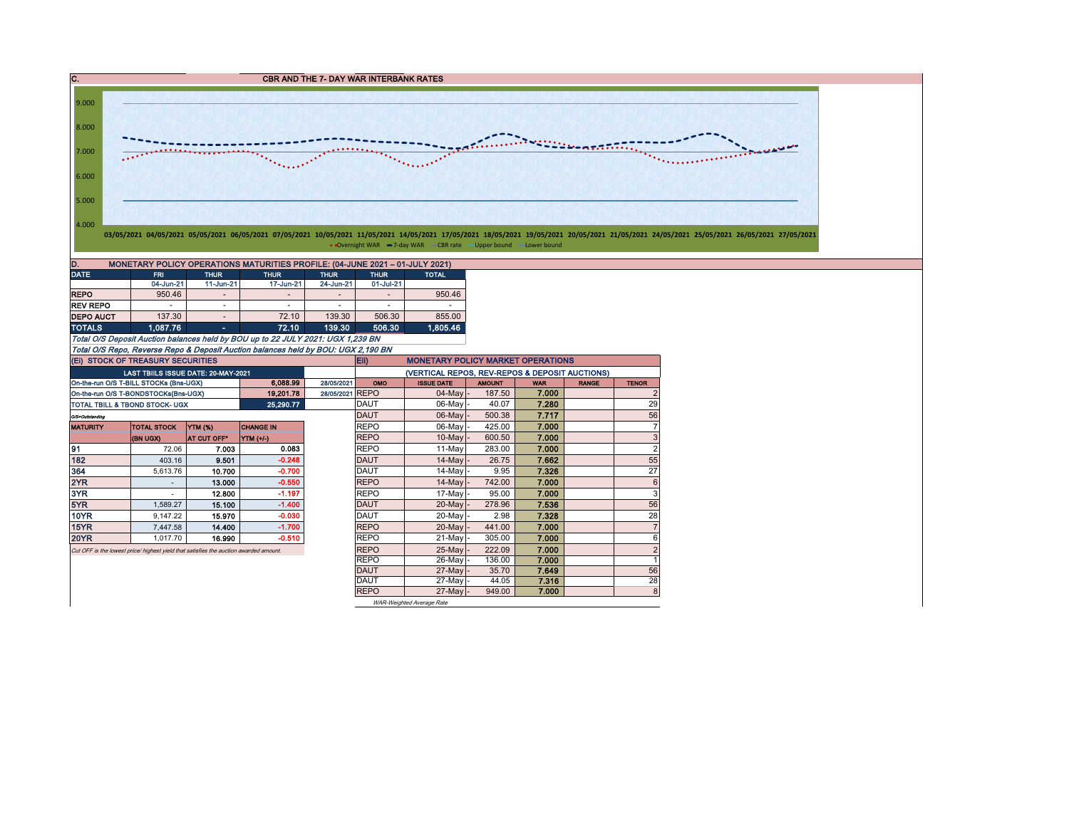## C. CBR AND THE 7- DAY WAR INTERBANK RATES

9.000
8.000
7.000
6.000
5.000
4.000

03/05/2021 04/05/2021 05/05/2021 06/05/2021 07/05/2021 10/05/2021 11/05/2021 14/05/2021 17/05/2021 18/05/2021 19/05/2021 20/05/2021 21/05/2021 24/05/2021 25/05/2021 26/05/2021 27/05/2021

Overnight WAR — 7-day WAR — CBR rate — Upper bound — Lower bound

## D. MONETARY POLICY OPERATIONS MATURITIES PROFILE: (04-JUNE 2021 – 01-JULY 2021)

| DATE | FRI | THUR | THUR | THUR | THUR | TOTAL |
|---|---|---|---|---|---|---|
| | 04-Jun-21 | 11-Jun-21 | 17-Jun-21 | 24-Jun-21 | 01-Jul-21 | |
| REPO | 950.46 | - | - | - | - | 950.46 |
| REV REPO | - | - | - | - | - | - |
| DEPO AUCT | 137.30 | - | 72.10 | 139.30 | 506.30 | 855.00 |
| TOTALS | 1,087.76 | - | 72.10 | 139.30 | 506.30 | 1,805.46 |

*Total O/S Deposit Auction balances held by BOU up to 22 JULY 2021: UGX 1,239 BN*

*Total O/S Repo, Reverse Repo & Deposit Auction balances held by BOU: UGX 2,190 BN*

### (EI) STOCK OF TREASURY SECURITIES

| LAST TBIILS ISSUE DATE: 20-MAY-2021 | | |
|---|---|---|
| On-the-run O/S T-BILL STOCKs (Bns-UGX) | 6,088.99 | 28/05/2021 |
| On-the-run O/S T-BONDSTOCKs(Bns-UGX) | 19,201.78 | 28/05/2021 |
| TOTAL TBILL & TBOND STOCK- UGX | 25,290.77 | |

O/S=Outstanding

| MATURITY | TOTAL STOCK (BN UGX) | YTM (%) AT CUT OFF* | CHANGE IN YTM (+/-) |
|---|---|---|---|
| 91 | 72.06 | 7.003 | 0.083 |
| 182 | 403.16 | 9.501 | -0.248 |
| 364 | 5,613.76 | 10.700 | -0.700 |
| 2YR | - | 13.000 | -0.550 |
| 3YR | - | 12.800 | -1.197 |
| 5YR | 1,589.27 | 15.100 | -1.400 |
| 10YR | 9,147.22 | 15.970 | -0.030 |
| 15YR | 7,447.58 | 14.400 | -1.700 |
| 20YR | 1,017.70 | 16.990 | -0.510 |

*Cut OFF is the lowest price/ highest yield that satisfies the auction awarded amount.*

### EII) MONETARY POLICY MARKET OPERATIONS

(VERTICAL REPOS, REV-REPOS & DEPOSIT AUCTIONS)

| OMO | ISSUE DATE | AMOUNT | WAR | RANGE | TENOR |
|---|---|---|---|---|---|
| REPO | 04-May | 187.50 | 7.000 | | 2 |
| DAUT | 06-May | 40.07 | 7.280 | | 29 |
| DAUT | 06-May | 500.38 | 7.717 | | 56 |
| REPO | 06-May | 425.00 | 7.000 | | 7 |
| REPO | 10-May | 600.50 | 7.000 | | 3 |
| REPO | 11-May | 283.00 | 7.000 | | 2 |
| DAUT | 14-May | 26.75 | 7.662 | | 55 |
| DAUT | 14-May | 9.95 | 7.326 | | 27 |
| REPO | 14-May | 742.00 | 7.000 | | 6 |
| REPO | 17-May | 95.00 | 7.000 | | 3 |
| DAUT | 20-May | 278.96 | 7.536 | | 56 |
| DAUT | 20-May | 2.98 | 7.328 | | 28 |
| REPO | 20-May | 441.00 | 7.000 | | 7 |
| REPO | 21-May | 305.00 | 7.000 | | 6 |
| REPO | 25-May | 222.09 | 7.000 | | 2 |
| REPO | 26-May | 136.00 | 7.000 | | 1 |
| DAUT | 27-May | 35.70 | 7.649 | | 56 |
| DAUT | 27-May | 44.05 | 7.316 | | 28 |
| REPO | 27-May | 949.00 | 7.000 | | 8 |

*WAR-Weighted Average Rate*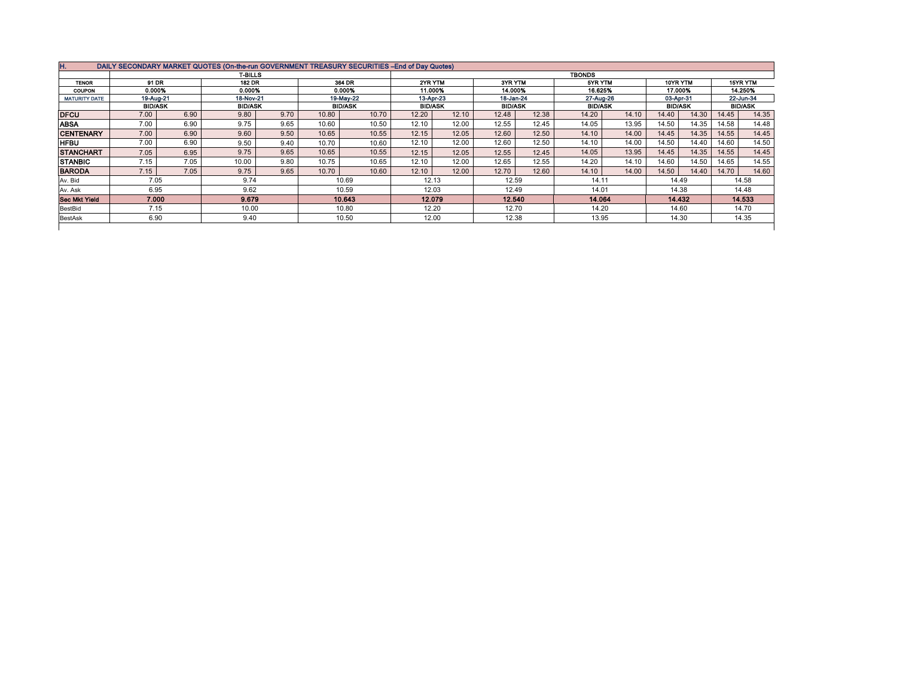| H. | DAILY SECONDARY MARKET QUOTES (On-the-run GOVERNMENT TREASURY SECURITIES –End of Day Quotes) | | | | | | | | | | | | | | | |
|---|---|---|---|---|---|---|---|---|---|---|---|---|---|---|---|---|
| | T-BILLS | | | | | | TBONDS | | | | | | | | | |
| TENOR | 91 DR | | 182 DR | | 364 DR | | 2YR YTM | | 3YR YTM | | 5YR YTM | | 10YR YTM | | 15YR YTM | |
| COUPON | 0.000% | | 0.000% | | 0.000% | | 11.000% | | 14.000% | | 16.625% | | 17.000% | | 14.250% | |
| MATURITY DATE | 19-Aug-21 | | 18-Nov-21 | | 19-May-22 | | 13-Apr-23 | | 18-Jan-24 | | 27-Aug-26 | | 03-Apr-31 | | 22-Jun-34 | |
| | BID/ASK | | BID/ASK | | BID/ASK | | BID/ASK | | BID/ASK | | BID/ASK | | BID/ASK | | BID/ASK | |
| DFCU | 7.00 | 6.90 | 9.80 | 9.70 | 10.80 | 10.70 | 12.20 | 12.10 | 12.48 | 12.38 | 14.20 | 14.10 | 14.40 | 14.30 | 14.45 | 14.35 |
| ABSA | 7.00 | 6.90 | 9.75 | 9.65 | 10.60 | 10.50 | 12.10 | 12.00 | 12.55 | 12.45 | 14.05 | 13.95 | 14.50 | 14.35 | 14.58 | 14.48 |
| CENTENARY | 7.00 | 6.90 | 9.60 | 9.50 | 10.65 | 10.55 | 12.15 | 12.05 | 12.60 | 12.50 | 14.10 | 14.00 | 14.45 | 14.35 | 14.55 | 14.45 |
| HFBU | 7.00 | 6.90 | 9.50 | 9.40 | 10.70 | 10.60 | 12.10 | 12.00 | 12.60 | 12.50 | 14.10 | 14.00 | 14.50 | 14.40 | 14.60 | 14.50 |
| STANCHART | 7.05 | 6.95 | 9.75 | 9.65 | 10.65 | 10.55 | 12.15 | 12.05 | 12.55 | 12.45 | 14.05 | 13.95 | 14.45 | 14.35 | 14.55 | 14.45 |
| STANBIC | 7.15 | 7.05 | 10.00 | 9.80 | 10.75 | 10.65 | 12.10 | 12.00 | 12.65 | 12.55 | 14.20 | 14.10 | 14.60 | 14.50 | 14.65 | 14.55 |
| BARODA | 7.15 | 7.05 | 9.75 | 9.65 | 10.70 | 10.60 | 12.10 | 12.00 | 12.70 | 12.60 | 14.10 | 14.00 | 14.50 | 14.40 | 14.70 | 14.60 |
| Av. Bid | 7.05 | | 9.74 | | 10.69 | | 12.13 | | 12.59 | | 14.11 | | 14.49 | | 14.58 | |
| Av. Ask | 6.95 | | 9.62 | | 10.59 | | 12.03 | | 12.49 | | 14.01 | | 14.38 | | 14.48 | |
| Sec Mkt Yield | 7.000 | | 9.679 | | 10.643 | | 12.079 | | 12.540 | | 14.064 | | 14.432 | | 14.533 | |
| BestBid | 7.15 | | 10.00 | | 10.80 | | 12.20 | | 12.70 | | 14.20 | | 14.60 | | 14.70 | |
| BestAsk | 6.90 | | 9.40 | | 10.50 | | 12.00 | | 12.38 | | 13.95 | | 14.30 | | 14.35 | |